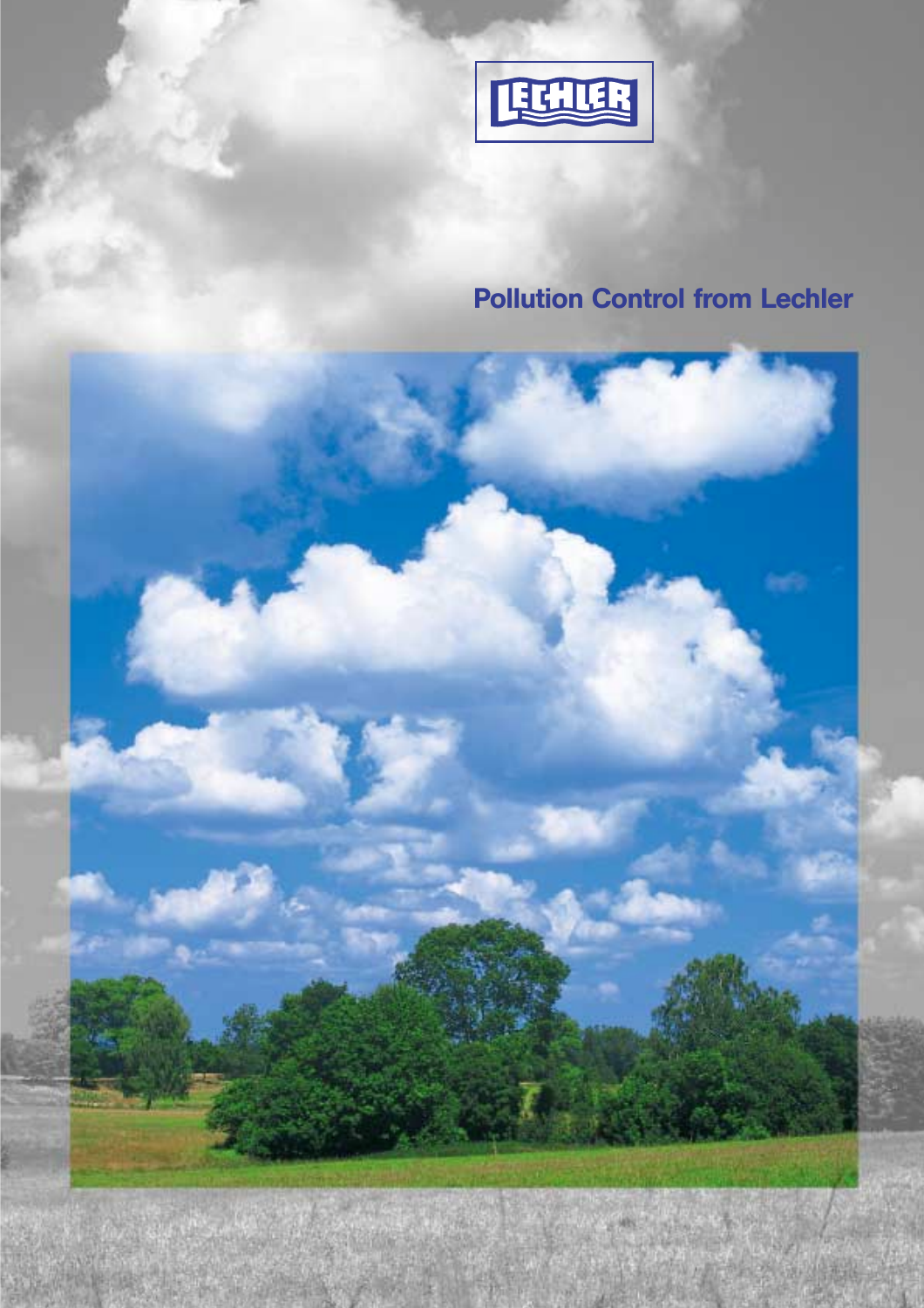LECHLER

# Pollution Control from Lechler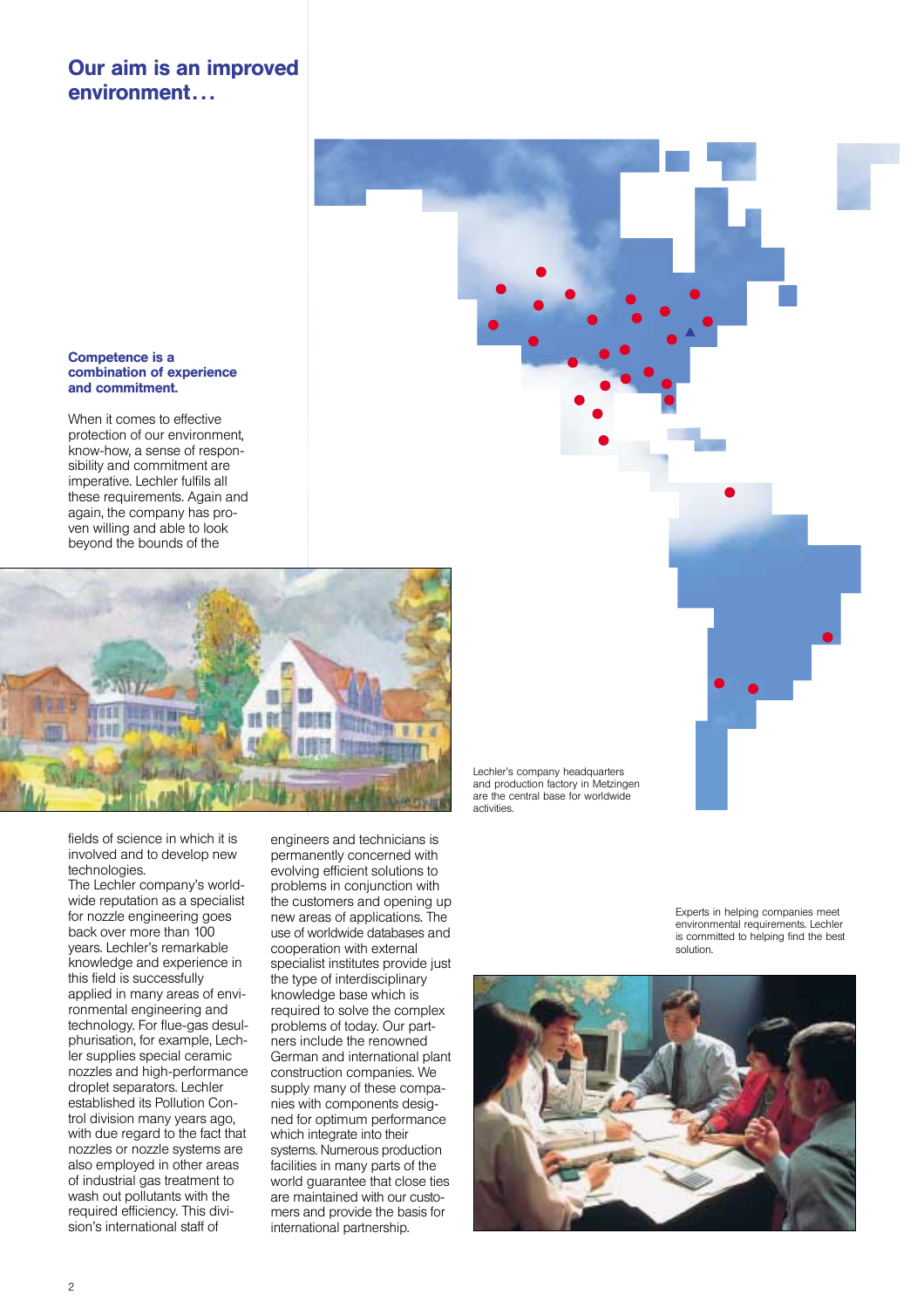# Our aim is an improved environment…

### Competence is a combination of experience and commitment.

When it comes to effective protection of our environment, know-how, a sense of responsibility and commitment are imperative. Lechler fulfils all these requirements. Again and again, the company has proven willing and able to look beyond the bounds of the fields of science in which it is involved and to develop new technologies.

The Lechler company's worldwide reputation as a specialist for nozzle engineering goes back over more than 100 years. Lechler's remarkable knowledge and experience in this field is successfully applied in many areas of environmental engineering and technology. For flue-gas desulphurisation, for example, Lechler supplies special ceramic nozzles and high-performance droplet separators. Lechler established its Pollution Control division many years ago, with due regard to the fact that nozzles or nozzle systems are also employed in other areas of industrial gas treatment to wash out pollutants with the required efficiency. This division's international staff of engineers and technicians is permanently concerned with evolving efficient solutions to problems in conjunction with the customers and opening up new areas of applications. The use of worldwide databases and cooperation with external specialist institutes provide just the type of interdisciplinary knowledge base which is required to solve the complex problems of today. Our partners include the renowned German and international plant construction companies. We supply many of these companies with components designed for optimum performance which integrate into their systems. Numerous production facilities in many parts of the world guarantee that close ties are maintained with our customers and provide the basis for international partnership.

Lechler's company headquarters and production factory in Metzingen are the central base for worldwide activities.

Experts in helping companies meet environmental requirements. Lechler is committed to helping find the best solution.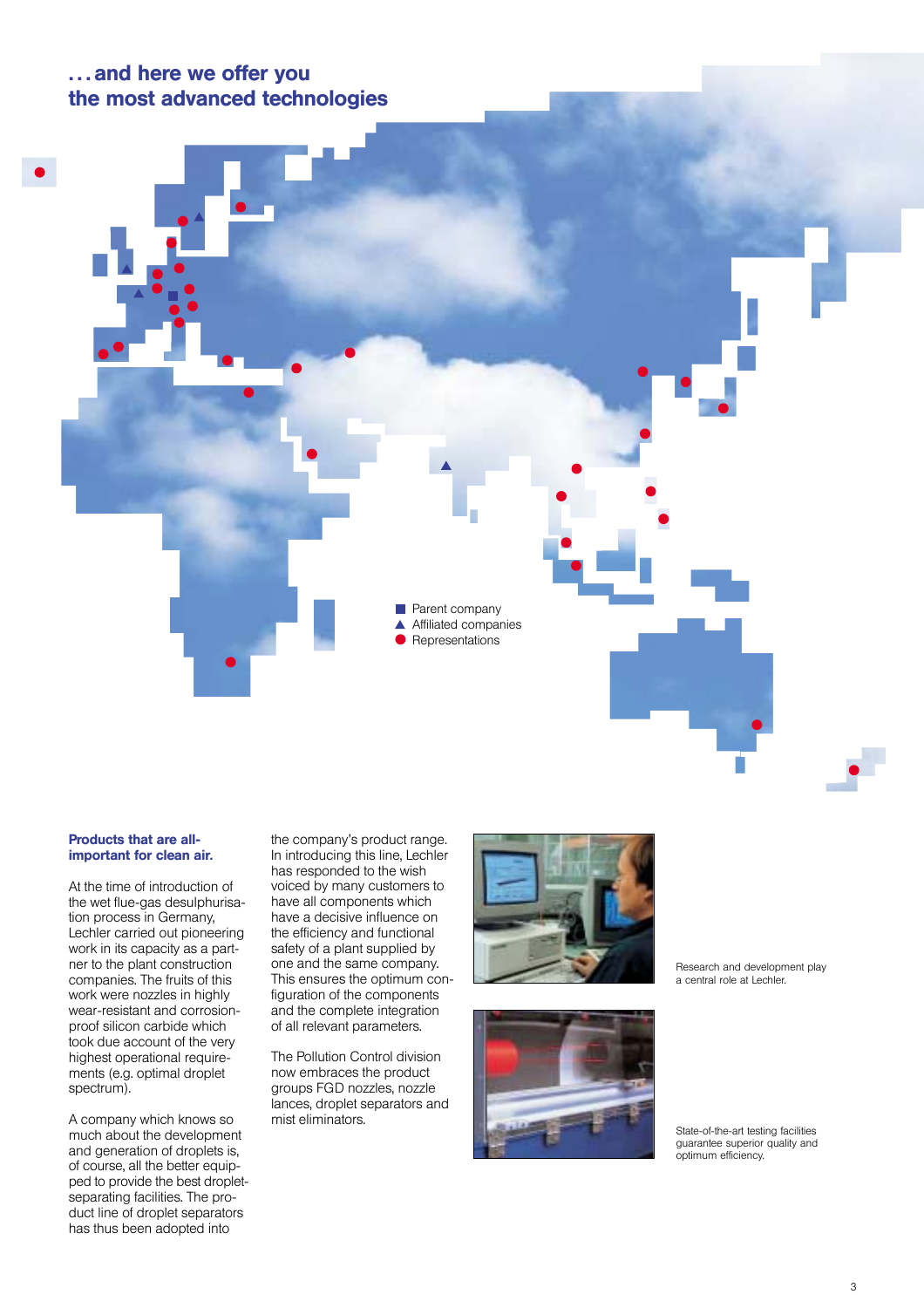## . . . and here we offer you the most advanced technologies

■ Parent company
▲ Affiliated companies
● Representations

**Products that are all-important for clean air.**

At the time of introduction of the wet flue-gas desulphurisation process in Germany, Lechler carried out pioneering work in its capacity as a partner to the plant construction companies. The fruits of this work were nozzles in highly wear-resistant and corrosion-proof silicon carbide which took due account of the very highest operational requirements (e.g. optimal droplet spectrum).

A company which knows so much about the development and generation of droplets is, of course, all the better equipped to provide the best droplet-separating facilities. The product line of droplet separators has thus been adopted into the company's product range. In introducing this line, Lechler has responded to the wish voiced by many customers to have all components which have a decisive influence on the efficiency and functional safety of a plant supplied by one and the same company. This ensures the optimum configuration of the components and the complete integration of all relevant parameters.

The Pollution Control division now embraces the product groups FGD nozzles, nozzle lances, droplet separators and mist eliminators.

Research and development play a central role at Lechler.

State-of-the-art testing facilities guarantee superior quality and optimum efficiency.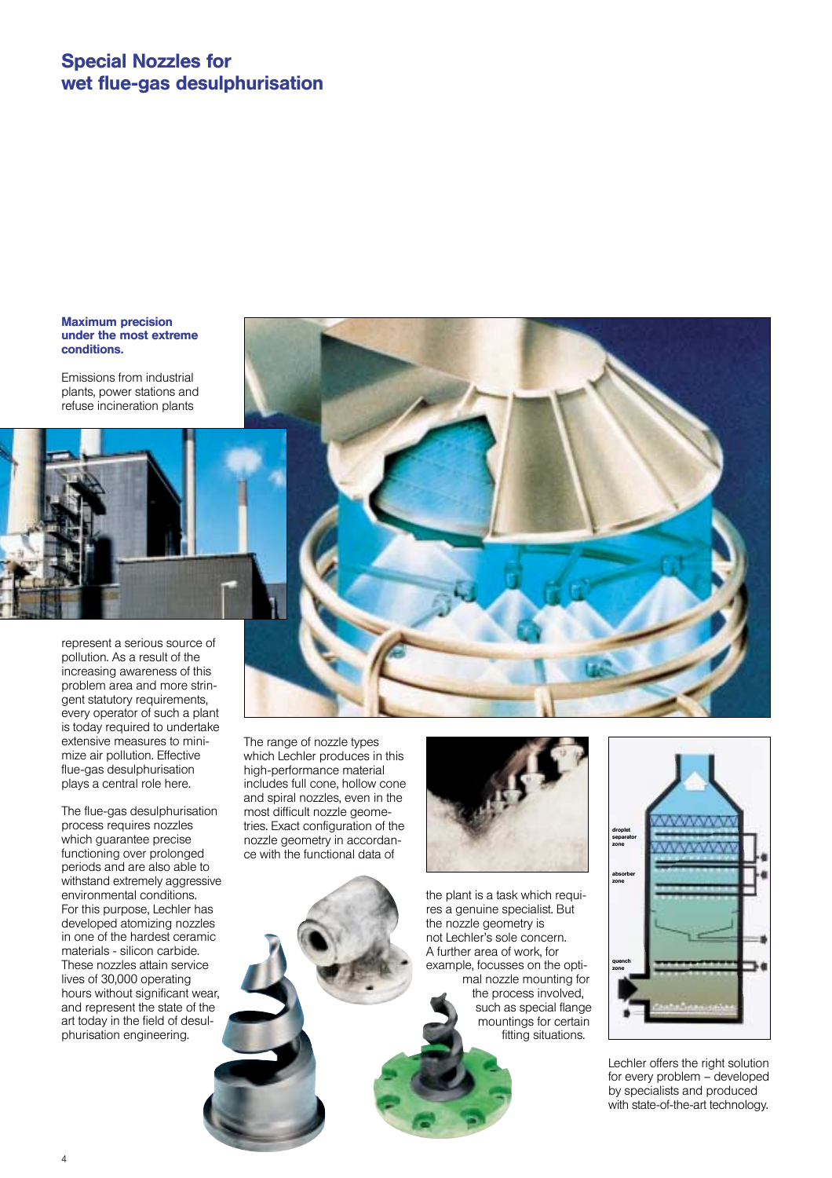# Special Nozzles for wet flue-gas desulphurisation

**Maximum precision under the most extreme conditions.**

Emissions from industrial plants, power stations and refuse incineration plants represent a serious source of pollution. As a result of the increasing awareness of this problem area and more stringent statutory requirements, every operator of such a plant is today required to undertake extensive measures to minimize air pollution. Effective flue-gas desulphurisation plays a central role here.

The flue-gas desulphurisation process requires nozzles which guarantee precise functioning over prolonged periods and are also able to withstand extremely aggressive environmental conditions. For this purpose, Lechler has developed atomizing nozzles in one of the hardest ceramic materials - silicon carbide. These nozzles attain service lives of 30,000 operating hours without significant wear, and represent the state of the art today in the field of desulphurisation engineering.

The range of nozzle types which Lechler produces in this high-performance material includes full cone, hollow cone and spiral nozzles, even in the most difficult nozzle geometries. Exact configuration of the nozzle geometry in accordance with the functional data of the plant is a task which requires a genuine specialist. But the nozzle geometry is not Lechler's sole concern. A further area of work, for example, focusses on the optimal nozzle mounting for the process involved, such as special flange mountings for certain fitting situations.

droplet separator zone

absorber zone

quench zone

Lechler offers the right solution for every problem – developed by specialists and produced with state-of-the-art technology.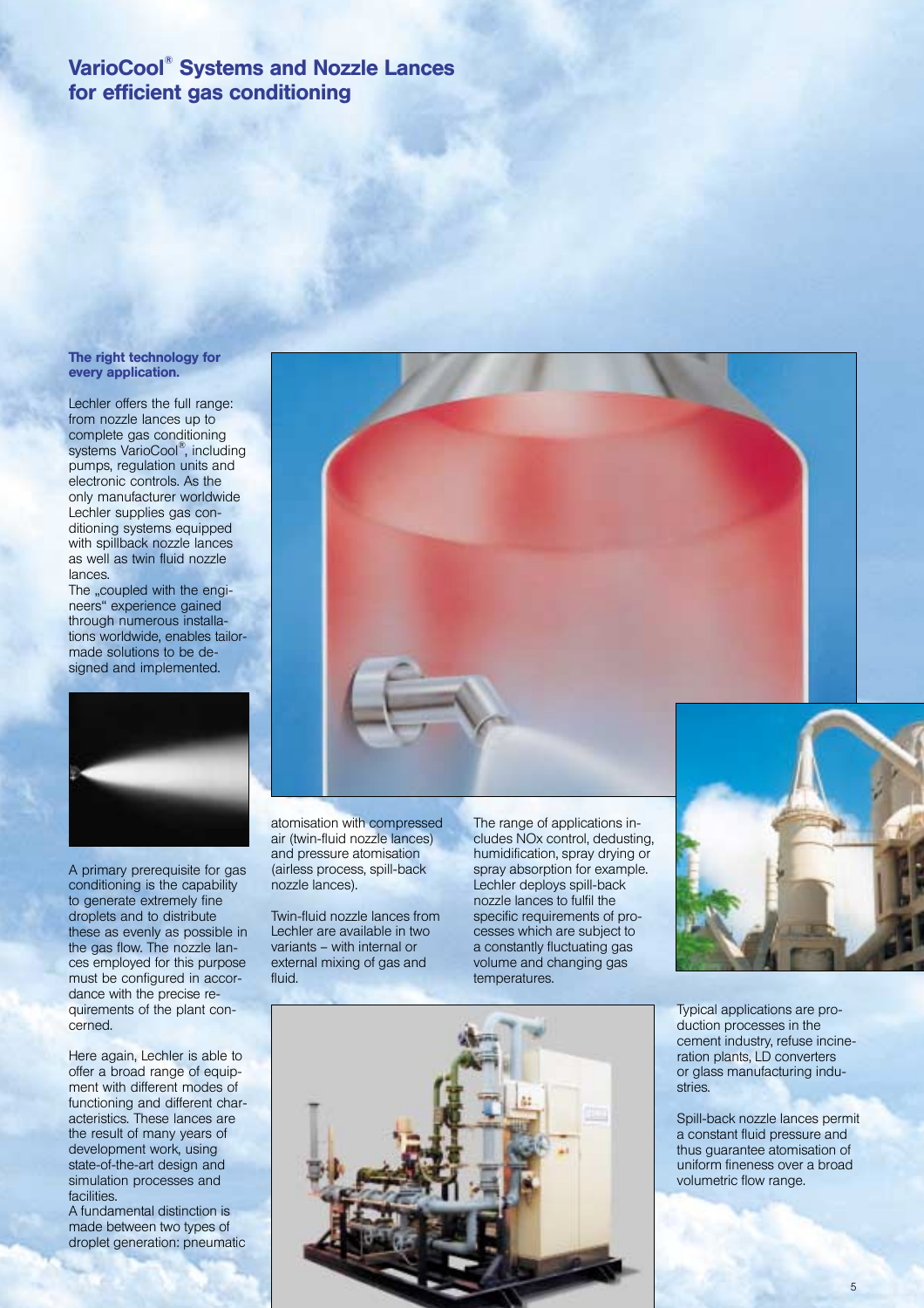# VarioCool® Systems and Nozzle Lances for efficient gas conditioning

**The right technology for every application.**

Lechler offers the full range: from nozzle lances up to complete gas conditioning systems VarioCool®, including pumps, regulation units and electronic controls. As the only manufacturer worldwide Lechler supplies gas conditioning systems equipped with spillback nozzle lances as well as twin fluid nozzle lances.
The „coupled with the engineers" experience gained through numerous installations worldwide, enables tailor-made solutions to be designed and implemented.

A primary prerequisite for gas conditioning is the capability to generate extremely fine droplets and to distribute these as evenly as possible in the gas flow. The nozzle lances employed for this purpose must be configured in accordance with the precise requirements of the plant concerned.

Here again, Lechler is able to offer a broad range of equipment with different modes of functioning and different characteristics. These lances are the result of many years of development work, using state-of-the-art design and simulation processes and facilities.
A fundamental distinction is made between two types of droplet generation: pneumatic atomisation with compressed air (twin-fluid nozzle lances) and pressure atomisation (airless process, spill-back nozzle lances).

Twin-fluid nozzle lances from Lechler are available in two variants – with internal or external mixing of gas and fluid.

The range of applications includes NOx control, dedusting, humidification, spray drying or spray absorption for example. Lechler deploys spill-back nozzle lances to fulfil the specific requirements of processes which are subject to a constantly fluctuating gas volume and changing gas temperatures.

Typical applications are production processes in the cement industry, refuse incineration plants, LD converters or glass manufacturing industries.

Spill-back nozzle lances permit a constant fluid pressure and thus guarantee atomisation of uniform fineness over a broad volumetric flow range.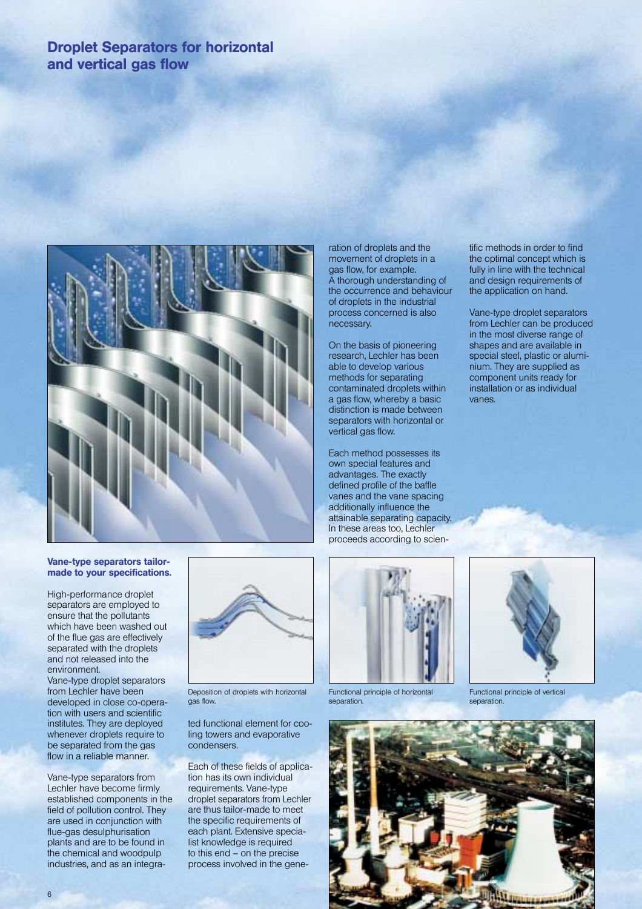# Droplet Separators for horizontal and vertical gas flow

### Vane-type separators tailor-made to your specifications.

High-performance droplet separators are employed to ensure that the pollutants which have been washed out of the flue gas are effectively separated with the droplets and not released into the environment.
Vane-type droplet separators from Lechler have been developed in close co-operation with users and scientific institutes. They are deployed whenever droplets require to be separated from the gas flow in a reliable manner.

Vane-type separators from Lechler have become firmly established components in the field of pollution control. They are used in conjunction with flue-gas desulphurisation plants and are to be found in the chemical and woodpulp industries, and as an integrated functional element for cooling towers and evaporative condensers.

Each of these fields of application has its own individual requirements. Vane-type droplet separators from Lechler are thus tailor-made to meet the specific requirements of each plant. Extensive specialist knowledge is required to this end – on the precise process involved in the generation of droplets and the movement of droplets in a gas flow, for example.
A thorough understanding of the occurrence and behaviour of droplets in the industrial process concerned is also necessary.

On the basis of pioneering research, Lechler has been able to develop various methods for separating contaminated droplets within a gas flow, whereby a basic distinction is made between separators with horizontal or vertical gas flow.

Each method possesses its own special features and advantages. The exactly defined profile of the baffle vanes and the vane spacing additionally influence the attainable separating capacity. In these areas too, Lechler proceeds according to scientific methods in order to find the optimal concept which is fully in line with the technical and design requirements of the application on hand.

Vane-type droplet separators from Lechler can be produced in the most diverse range of shapes and are available in special steel, plastic or aluminium. They are supplied as component units ready for installation or as individual vanes.

Deposition of droplets with horizontal gas flow.

Functional principle of horizontal separation.

Functional principle of vertical separation.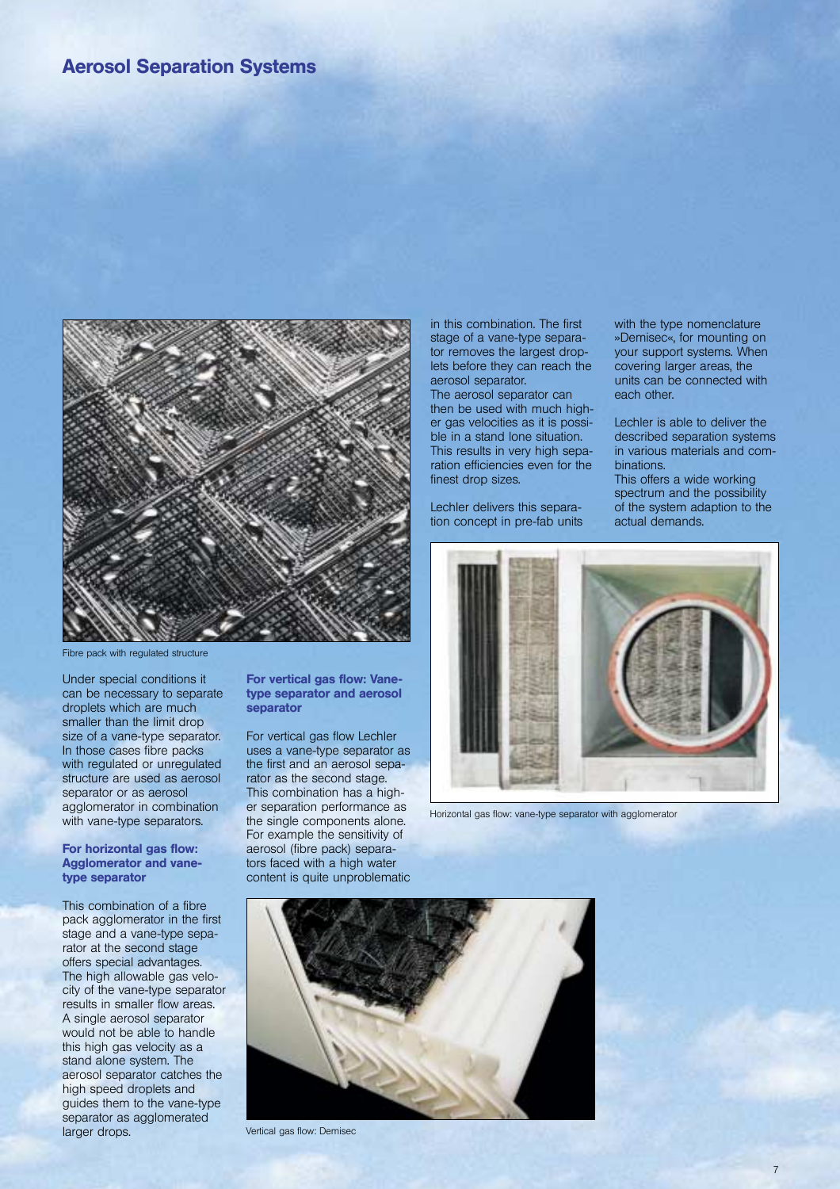# Aerosol Separation Systems

Fibre pack with regulated structure

Under special conditions it can be necessary to separate droplets which are much smaller than the limit drop size of a vane-type separator. In those cases fibre packs with regulated or unregulated structure are used as aerosol separator or as aerosol agglomerator in combination with vane-type separators.

### For horizontal gas flow: Agglomerator and vane-type separator

This combination of a fibre pack agglomerator in the first stage and a vane-type separator at the second stage offers special advantages. The high allowable gas velocity of the vane-type separator results in smaller flow areas. A single aerosol separator would not be able to handle this high gas velocity as a stand alone system. The aerosol separator catches the high speed droplets and guides them to the vane-type separator as agglomerated larger drops.

### For vertical gas flow: Vane-type separator and aerosol separator

For vertical gas flow Lechler uses a vane-type separator as the first and an aerosol separator as the second stage. This combination has a higher separation performance as the single components alone. For example the sensitivity of aerosol (fibre pack) separators faced with a high water content is quite unproblematic in this combination. The first stage of a vane-type separator removes the largest droplets before they can reach the aerosol separator.
The aerosol separator can then be used with much higher gas velocities as it is possible in a stand lone situation. This results in very high separation efficiencies even for the finest drop sizes.

Lechler delivers this separation concept in pre-fab units with the type nomenclature »Demisec«, for mounting on your support systems. When covering larger areas, the units can be connected with each other.

Lechler is able to deliver the described separation systems in various materials and combinations.
This offers a wide working spectrum and the possibility of the system adaption to the actual demands.

Horizontal gas flow: vane-type separator with agglomerator

Vertical gas flow: Demisec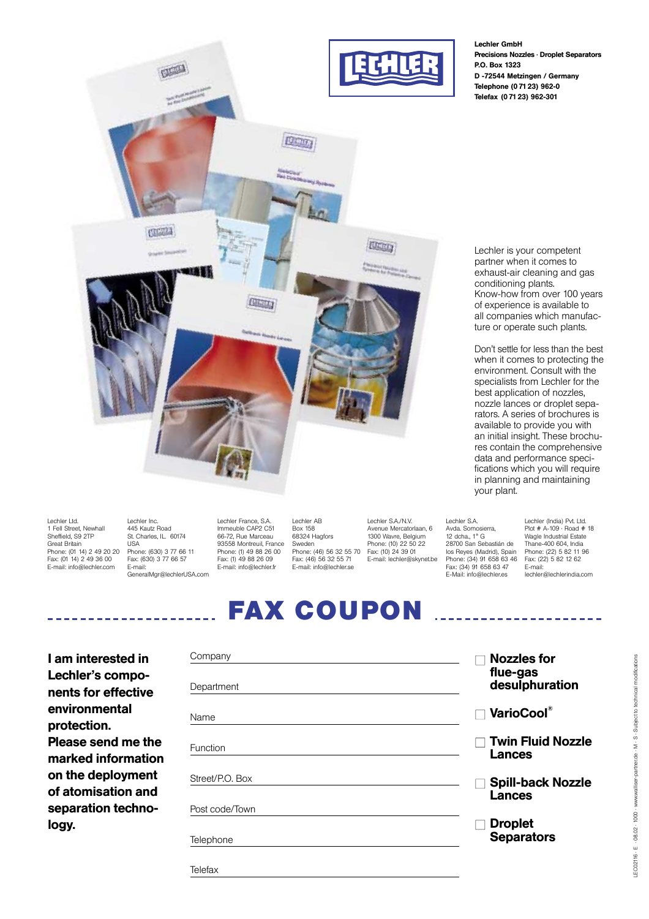**Lechler GmbH**
**Precisions Nozzles · Droplet Separators**
**P.O. Box 1323**
**D -72544 Metzingen / Germany**
**Telephone (0 71 23) 962-0**
**Telefax (0 71 23) 962-301**

Lechler is your competent partner when it comes to exhaust-air cleaning and gas conditioning plants. Know-how from over 100 years of experience is available to all companies which manufacture or operate such plants.

Don't settle for less than the best when it comes to protecting the environment. Consult with the specialists from Lechler for the best application of nozzles, nozzle lances or droplet separators. A series of brochures is available to provide you with an initial insight. These brochures contain the comprehensive data and performance specifications which you will require in planning and maintaining your plant.

Lechler Ltd.
1 Fell Street, Newhall
Sheffield, S9 2TP
Great Britain
Phone: (01 14) 2 49 20 20
Fax: (01 14) 2 49 36 00
E-mail: info@lechler.com

Lechler Inc.
445 Kautz Road
St. Charles, IL 60174
USA
Phone: (630) 3 77 66 11
Fax: (630) 3 77 66 57
E-mail:
GeneralMgr@lechlerUSA.com

Lechler France, S.A.
Immeuble CAP2 C51
66-72, Rue Marceau
93558 Montreuil, France
Phone: (1) 49 88 26 00
Fax: (1) 49 88 26 09
E-mail: info@lechler.fr

Lechler AB
Box 158
68324 Hagfors
Sweden
Phone: (46) 56 32 55 70
Fax: (46) 56 32 55 71
E-mail: info@lechler.se

Lechler S.A./N.V.
Avenue Mercatorlaan, 6
1300 Wavre, Belgium
Phone: (10) 22 50 22
Fax: (10) 24 39 01
E-mail: lechler@skynet.be

Lechler S.A.
Avda. Somosierra,
12 dcha., 1° G
28700 San Sebastián de los Reyes (Madrid), Spain
Phone: (34) 91 658 63 46
Fax: (34) 91 658 63 47
E-Mail: info@lechler.es

Lechler (India) Pvt. Ltd.
Plot # A-109 · Road # 18
Wagle Industrial Estate
Thane-400 604, India
Phone: (22) 5 82 11 96
Fax: (22) 5 82 12 62
E-mail:
lechler@lechlerindia.com

# FAX COUPON

**I am interested in Lechler's components for effective environmental protection.**
**Please send me the marked information on the deployment of atomisation and separation technology.**

Company ______________________

Department ______________________

Name ______________________

Function ______________________

Street/P.O. Box ______________________

Post code/Town ______________________

Telephone ______________________

Telefax ______________________

- ☐ **Nozzles for flue-gas desulphuration**
- ☐ **VarioCool®**
- ☐ **Twin Fluid Nozzle Lances**
- ☐ **Spill-back Nozzle Lances**
- ☐ **Droplet Separators**

LEC02116 · E · 08.02 · 1000 · www.wallisser-partner.de · M · S · Subject to technical modifications